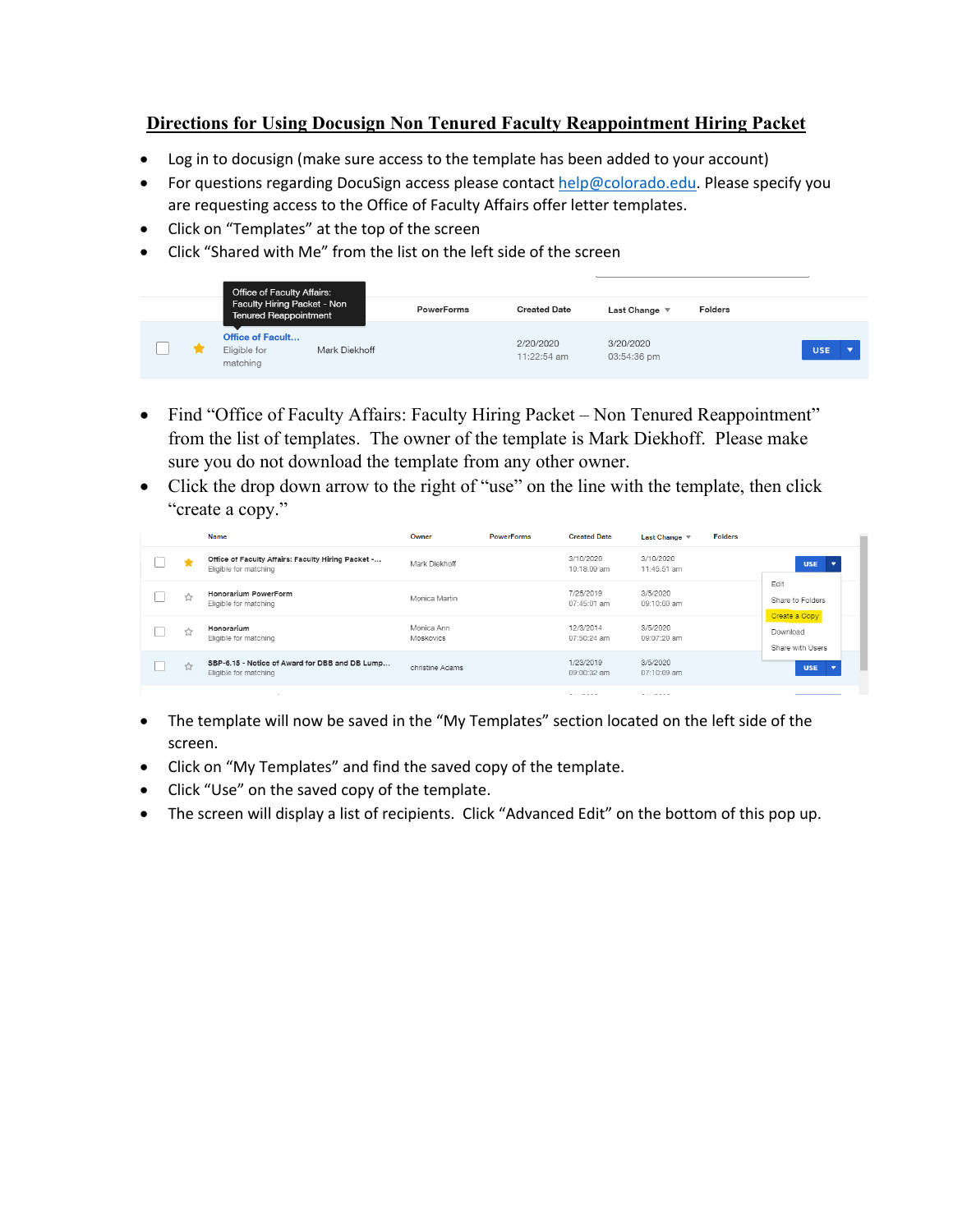## Directions for Using Docusign Non Tenured Faculty Reappointment Hiring Packet

- Log in to docusign (make sure access to the template has been added to your account)
- For questions regarding DocuSign access please contact help@colorado.edu. Please specify you are requesting access to the Office of Faculty Affairs offer letter templates.
- Click on "Templates" at the top of the screen
- Click "Shared with Me" from the list on the left side of the screen

| | | Office of Faculty Affairs: Faculty Hiring Packet - Non Tenured Reappointment | | PowerForms | Created Date | Last Change ▼ | Folders | |
|---|---|---|---|---|---|---|---|---|
| ☐ | ★ | Office of Facult... Eligible for matching | Mark Diekhoff | | 2/20/2020 11:22:54 am | 3/20/2020 03:54:36 pm | | USE ▾ |

- Find "Office of Faculty Affairs: Faculty Hiring Packet – Non Tenured Reappointment" from the list of templates. The owner of the template is Mark Diekhoff. Please make sure you do not download the template from any other owner.
- Click the drop down arrow to the right of "use" on the line with the template, then click "create a copy."

| | | Name | Owner | PowerForms | Created Date | Last Change ▼ | Folders | |
|---|---|---|---|---|---|---|---|---|
| ☐ | ★ | Office of Faculty Affairs: Faculty Hiring Packet -... Eligible for matching | Mark Diekhoff | | 3/10/2020 10:18:09 am | 3/10/2020 11:45:51 am | | USE ▾ |
| ☐ | ☆ | Honorarium PowerForm Eligible for matching | Monica Martin | | 7/25/2019 07:45:01 am | 3/5/2020 09:10:00 am | | |
| ☐ | ☆ | Honorarium Eligible for matching | Monica Ann Moskovics | | 12/3/2014 07:50:24 am | 3/5/2020 09:07:20 am | | |
| ☐ | ☆ | SBP-6.15 - Notice of Award for DBB and DB Lump... Eligible for matching | christine Adams | | 1/23/2019 09:00:32 am | 3/5/2020 07:10:09 am | | USE ▾ |

Dropdown menu: Edit, Share to Folders, Create a Copy, Download, Share with Users

- The template will now be saved in the "My Templates" section located on the left side of the screen.
- Click on "My Templates" and find the saved copy of the template.
- Click "Use" on the saved copy of the template.
- The screen will display a list of recipients. Click "Advanced Edit" on the bottom of this pop up.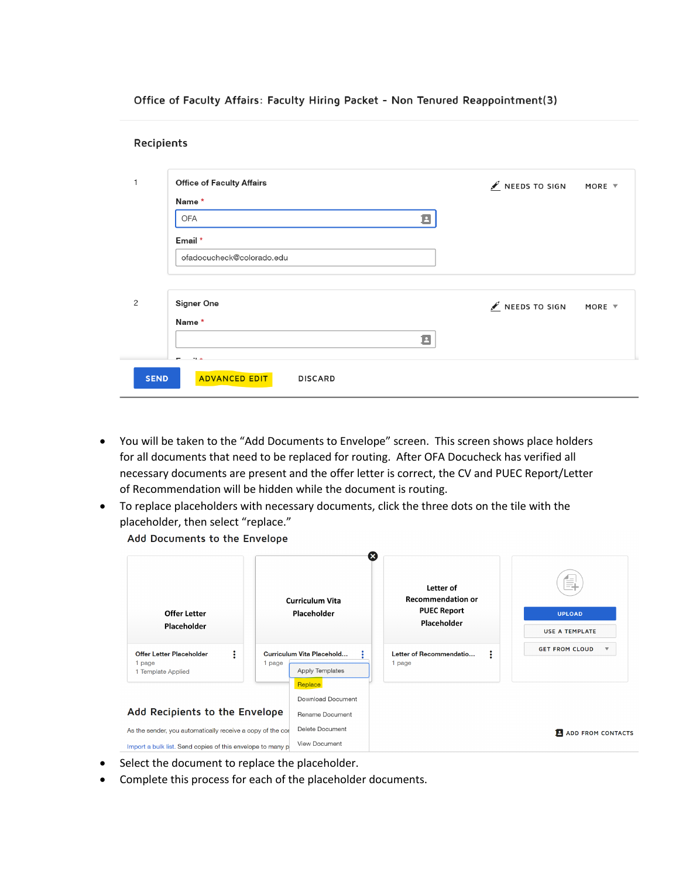Office of Faculty Affairs: Faculty Hiring Packet - Non Tenured Reappointment(3)

Recipients

1

Office of Faculty Affairs

NEEDS TO SIGN MORE

Name *

OFA

Email *

ofadocucheck@colorado.edu

2

Signer One

NEEDS TO SIGN MORE

Name *

SEND ADVANCED EDIT DISCARD

- You will be taken to the "Add Documents to Envelope" screen. This screen shows place holders for all documents that need to be replaced for routing. After OFA Docucheck has verified all necessary documents are present and the offer letter is correct, the CV and PUEC Report/Letter of Recommendation will be hidden while the document is routing.
- To replace placeholders with necessary documents, click the three dots on the tile with the placeholder, then select "replace."

Add Documents to the Envelope

Offer Letter Placeholder

Offer Letter Placeholder
1 page
1 Template Applied

Curriculum Vita Placeholder

Curriculum Vita Placehold...
1 page

Apply Templates
Replace
Download Document
Rename Document
Delete Document
View Document

Letter of Recommendation or PUEC Report Placeholder

Letter of Recommendatio...
1 page

UPLOAD
USE A TEMPLATE
GET FROM CLOUD

Add Recipients to the Envelope

As the sender, you automatically receive a copy of the co

Import a bulk list. Send copies of this envelope to many p

ADD FROM CONTACTS

- Select the document to replace the placeholder.
- Complete this process for each of the placeholder documents.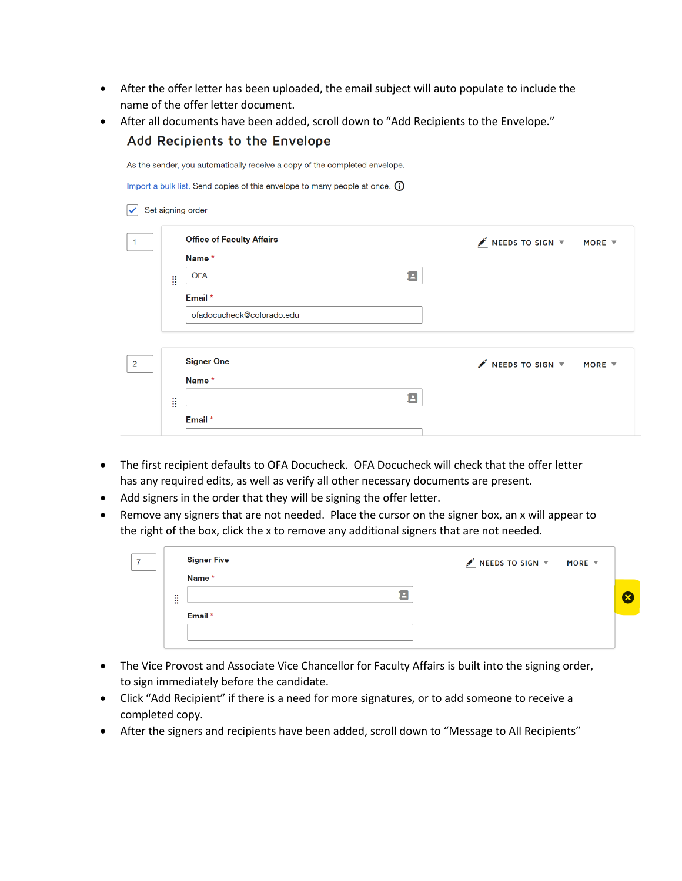- After the offer letter has been uploaded, the email subject will auto populate to include the name of the offer letter document.
- After all documents have been added, scroll down to “Add Recipients to the Envelope.”

## Add Recipients to the Envelope

As the sender, you automatically receive a copy of the completed envelope.

Import a bulk list. Send copies of this envelope to many people at once.

☑ Set signing order

1 — Office of Faculty Affairs — NEEDS TO SIGN — MORE

Name *

OFA

Email *

ofadocucheck@colorado.edu

2 — Signer One — NEEDS TO SIGN — MORE

Name *

Email *

- The first recipient defaults to OFA Docucheck. OFA Docucheck will check that the offer letter has any required edits, as well as verify all other necessary documents are present.
- Add signers in the order that they will be signing the offer letter.
- Remove any signers that are not needed. Place the cursor on the signer box, an x will appear to the right of the box, click the x to remove any additional signers that are not needed.

7 — Signer Five — NEEDS TO SIGN — MORE

Name *

Email *

- The Vice Provost and Associate Vice Chancellor for Faculty Affairs is built into the signing order, to sign immediately before the candidate.
- Click “Add Recipient” if there is a need for more signatures, or to add someone to receive a completed copy.
- After the signers and recipients have been added, scroll down to “Message to All Recipients”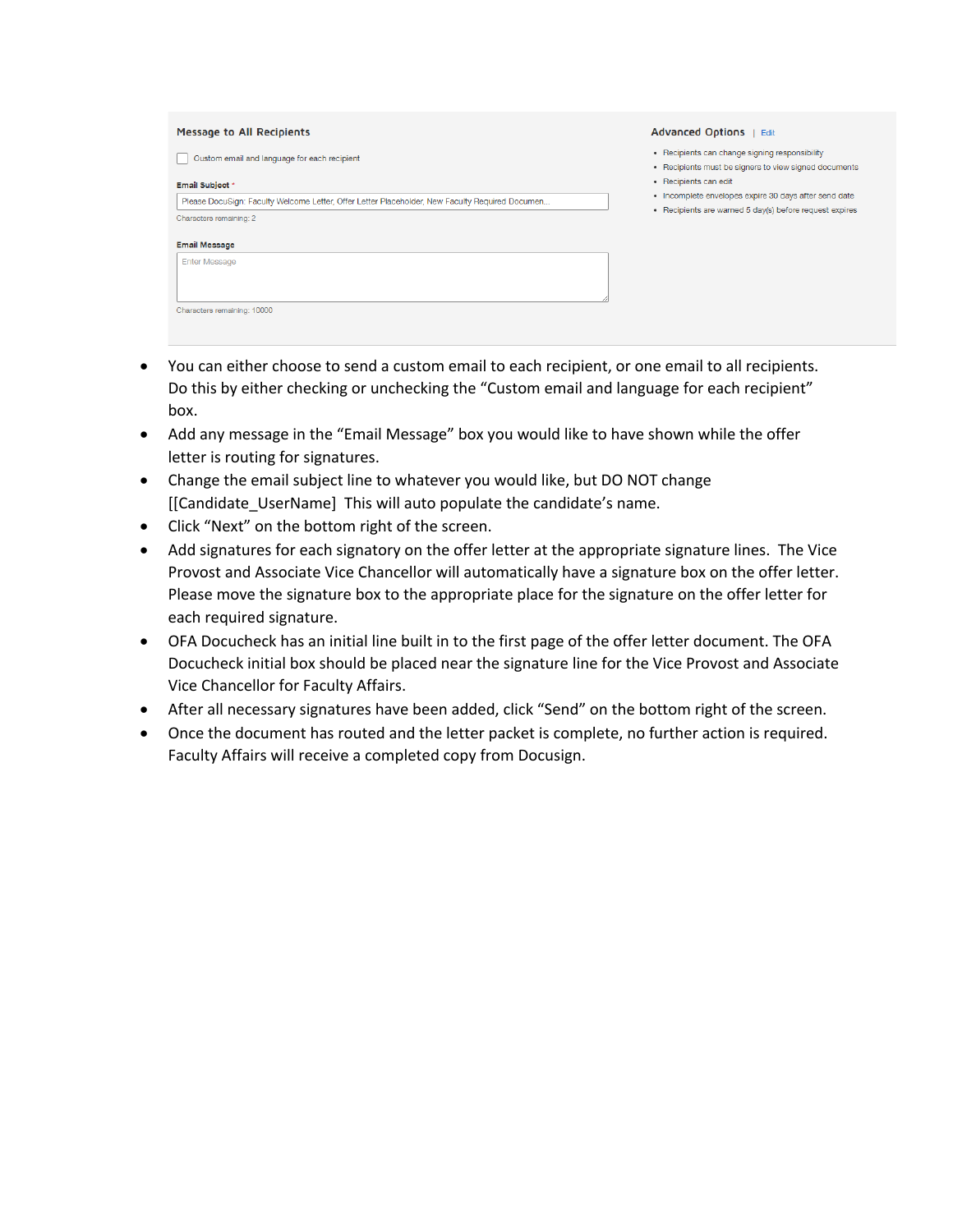Message to All Recipients

☐ Custom email and language for each recipient

Email Subject *

Please DocuSign: Faculty Welcome Letter, Offer Letter Placeholder, New Faculty Required Documen...

Characters remaining: 2

Email Message

Enter Message

Characters remaining: 10000

Advanced Options | Edit

- Recipients can change signing responsibility
- Recipients must be signers to view signed documents
- Recipients can edit
- Incomplete envelopes expire 30 days after send date
- Recipients are warned 5 day(s) before request expires

- You can either choose to send a custom email to each recipient, or one email to all recipients. Do this by either checking or unchecking the "Custom email and language for each recipient" box.
- Add any message in the "Email Message" box you would like to have shown while the offer letter is routing for signatures.
- Change the email subject line to whatever you would like, but DO NOT change [[Candidate_UserName] This will auto populate the candidate's name.
- Click "Next" on the bottom right of the screen.
- Add signatures for each signatory on the offer letter at the appropriate signature lines. The Vice Provost and Associate Vice Chancellor will automatically have a signature box on the offer letter. Please move the signature box to the appropriate place for the signature on the offer letter for each required signature.
- OFA Docucheck has an initial line built in to the first page of the offer letter document. The OFA Docucheck initial box should be placed near the signature line for the Vice Provost and Associate Vice Chancellor for Faculty Affairs.
- After all necessary signatures have been added, click "Send" on the bottom right of the screen.
- Once the document has routed and the letter packet is complete, no further action is required. Faculty Affairs will receive a completed copy from Docusign.